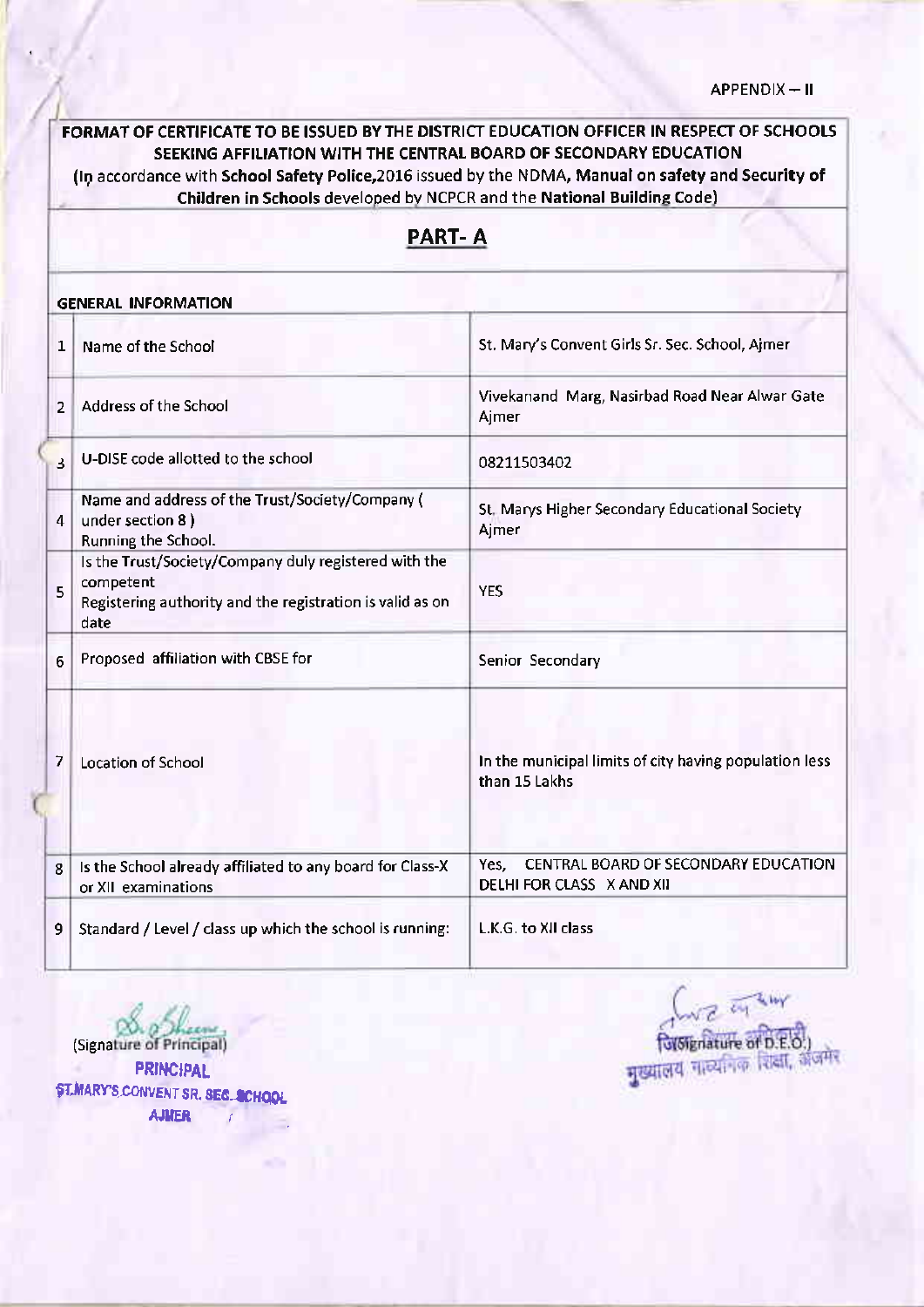APPENDIX – II

**FORMAT OF CERTIFICATE TO BE ISSUED BY THE DISTRICT EDUCATION OFFICER IN RESPECT OF SCHOOLS SEEKING AFFILIATION WITH THE CENTRAL BOARD OF SECONDARY EDUCATION**

(In accordance with **School Safety Police,2016** issued by the NDMA, **Manual on safety and Security of Children in Schools** developed by NCPCR and the **National Building Code**)

## PART- A

**GENERAL INFORMATION**

| | | |
|---|---|---|
| 1 | Name of the School | St. Mary's Convent Girls Sr. Sec. School, Ajmer |
| 2 | Address of the School | Vivekanand Marg, Nasirbad Road Near Alwar Gate Ajmer |
| 3 | U-DISE code allotted to the school | 08211503402 |
| 4 | Name and address of the Trust/Society/Company ( under section 8 ) Running the School. | St. Marys Higher Secondary Educational Society Ajmer |
| 5 | Is the Trust/Society/Company duly registered with the competent Registering authority and the registration is valid as on date | YES |
| 6 | Proposed affiliation with CBSE for | Senior Secondary |
| 7 | Location of School | In the municipal limits of city having population less than 15 Lakhs |
| 8 | Is the School already affiliated to any board for Class-X or XII examinations | Yes, CENTRAL BOARD OF SECONDARY EDUCATION DELHI FOR CLASS X AND XII |
| 9 | Standard / Level / class up which the school is running: | L.K.G. to XII class |

(Signature of Principal)
PRINCIPAL
ST.MARY'S CONVENT SR. SEC. SCHOOL
AJMER

(Signature of D.E.O.)
जिला शिक्षा अधिकारी
मुख्यालय माध्यमिक शिक्षा, अजमेर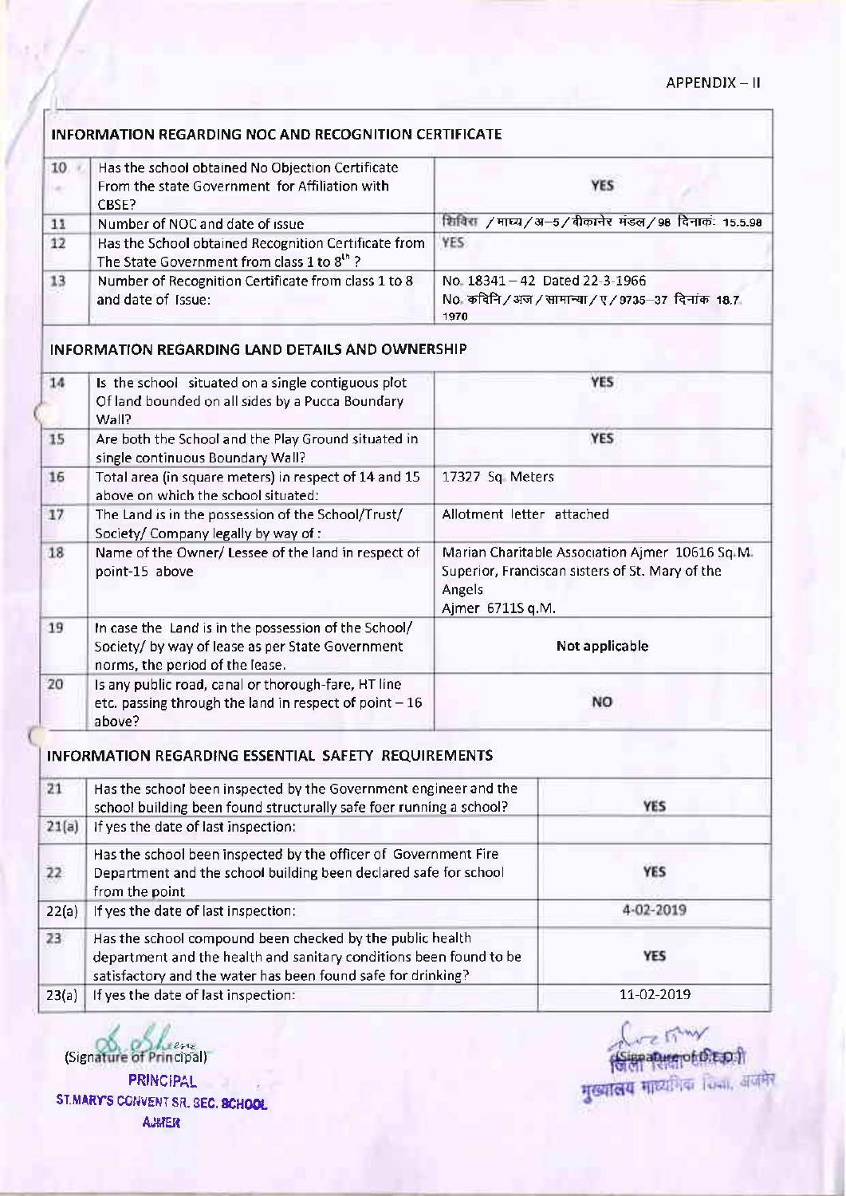APPENDIX – II

## INFORMATION REGARDING NOC AND RECOGNITION CERTIFICATE

| | | |
|---|---|---|
| 10 | Has the school obtained No Objection Certificate From the state Government for Affiliation with CBSE? | YES |
| 11 | Number of NOC and date of issue | शिविरा / माध्य / अ–5 / बीकानेर मंडल / 98 दिनांक: 15.5.98 |
| 12 | Has the School obtained Recognition Certificate from The State Government from class 1 to 8th ? | YES |
| 13 | Number of Recognition Certificate from class 1 to 8 and date of issue: | No. 18341 – 42 Dated 22-3-1966<br>No. कविनि / अज / सामान्या / ए / 9735–37 दिनांक 18.7. 1970 |

## INFORMATION REGARDING LAND DETAILS AND OWNERSHIP

| | | |
|---|---|---|
| 14 | Is the school situated on a single contiguous plot Of land bounded on all sides by a Pucca Boundary Wall? | YES |
| 15 | Are both the School and the Play Ground situated in single continuous Boundary Wall? | YES |
| 16 | Total area (in square meters) in respect of 14 and 15 above on which the school situated: | 17327 Sq. Meters |
| 17 | The Land is in the possession of the School/Trust/ Society/ Company legally by way of : | Allotment letter attached |
| 18 | Name of the Owner/ Lessee of the land in respect of point-15 above | Marian Charitable Association Ajmer 10616 Sq.M.<br>Superior, Franciscan sisters of St. Mary of the Angels<br>Ajmer 6711S q.M. |
| 19 | In case the Land is in the possession of the School/ Society/ by way of lease as per State Government norms, the period of the lease. | Not applicable |
| 20 | Is any public road, canal or thorough-fare, HT line etc. passing through the land in respect of point – 16 above? | NO |

## INFORMATION REGARDING ESSENTIAL SAFETY REQUIREMENTS

| | | |
|---|---|---|
| 21 | Has the school been inspected by the Government engineer and the school building been found structurally safe foer running a school? | YES |
| 21(a) | If yes the date of last inspection: | |
| 22 | Has the school been inspected by the officer of Government Fire Department and the school building been declared safe for school from the point | YES |
| 22(a) | If yes the date of last inspection: | 4-02-2019 |
| 23 | Has the school compound been checked by the public health department and the health and sanitary conditions been found to be satisfactory and the water has been found safe for drinking? | YES |
| 23(a) | If yes the date of last inspection: | 11-02-2019 |

(Signature of Principal)
PRINCIPAL
ST.MARY'S CONVENT SR. SEC. SCHOOL
AJMER

(Signature of D.E.O.)
जिला शिक्षा अधिकारी
मुख्यालय माध्यमिक शिक्षा, अजमेर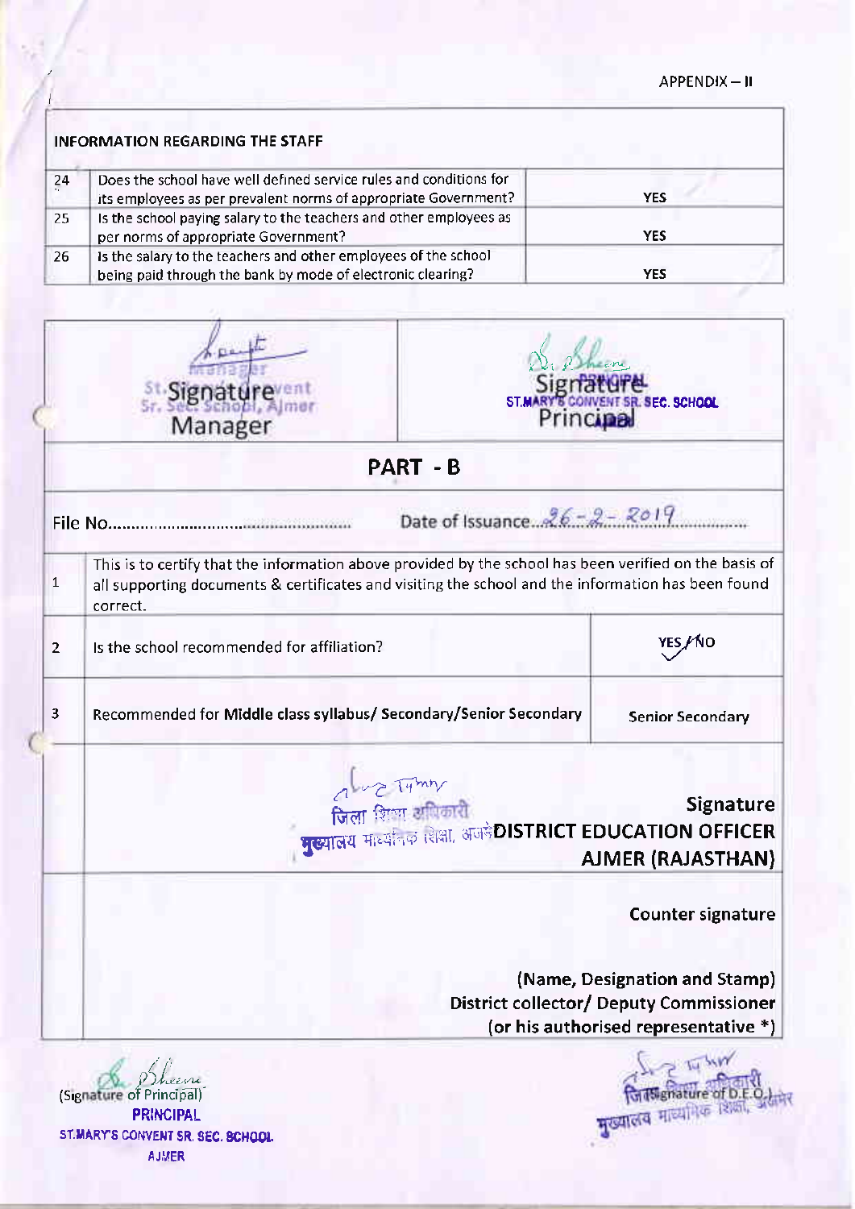APPENDIX – II

| INFORMATION REGARDING THE STAFF | | |
|---|---|---|
| 24 | Does the school have well defined service rules and conditions for its employees as per prevalent norms of appropriate Government? | YES |
| 25 | Is the school paying salary to the teachers and other employees as per norms of appropriate Government? | YES |
| 26 | Is the salary to the teachers and other employees of the school being paid through the bank by mode of electronic clearing? | YES |

| | |
|---|---|
| Manager<br>St. Mary's Convent Sr. Sec. School, Ajmer<br>Signature<br>Manager | PRINCIPAL<br>ST.MARY'S CONVENT SR. SEC. SCHOOL<br>Signature<br>Principal |

## PART - B

File No....................................  Date of Issuance 26-2-2019

| | | |
|---|---|---|
| 1 | This is to certify that the information above provided by the school has been verified on the basis of all supporting documents & certificates and visiting the school and the information has been found correct. | |
| 2 | Is the school recommended for affiliation? | YES/NO |
| 3 | Recommended for **Middle class syllabus**/ Secondary/Senior Secondary | Senior Secondary |
| | जिला शिक्षा अधिकारी<br>मुख्यालय माध्यमिक शिक्षा, अजमेर<br>**Signature**<br>**DISTRICT EDUCATION OFFICER**<br>**AJMER (RAJASTHAN)** | |
| | **Counter signature**<br><br>**(Name, Designation and Stamp)**<br>**District collector/ Deputy Commissioner**<br>**(or his authorised representative \*)** | |

(Signature of Principal)
PRINCIPAL
ST.MARY'S CONVENT SR. SEC. SCHOOL
AJMER

(Signature of D.E.O.)
जिला शिक्षा अधिकारी
मुख्यालय माध्यमिक शिक्षा, अजमेर